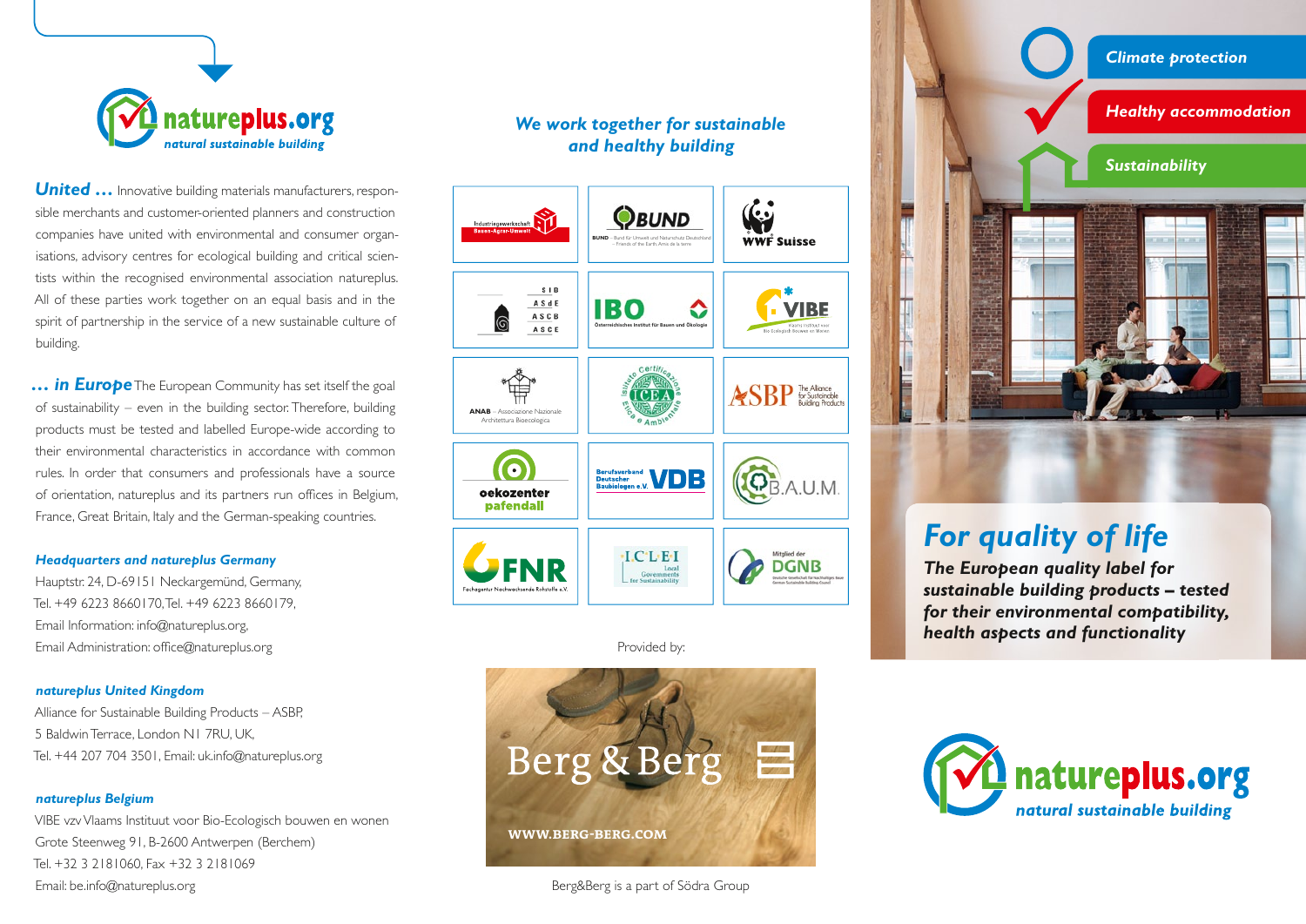natureplus.org
*natural sustainable building*

***United …*** Innovative building materials manufacturers, responsible merchants and customer-oriented planners and construction companies have united with environmental and consumer organisations, advisory centres for ecological building and critical scientists within the recognised environmental association natureplus. All of these parties work together on an equal basis and in the spirit of partnership in the service of a new sustainable culture of building.

***… in Europe*** The European Community has set itself the goal of sustainability – even in the building sector. Therefore, building products must be tested and labelled Europe-wide according to their environmental characteristics in accordance with common rules. In order that consumers and professionals have a source of orientation, natureplus and its partners run offices in Belgium, France, Great Britain, Italy and the German-speaking countries.

***Headquarters and natureplus Germany***
Hauptstr. 24, D-69151 Neckargemünd, Germany,
Tel. +49 6223 8660170, Tel. +49 6223 8660179,
Email Information: info@natureplus.org,
Email Administration: office@natureplus.org

***natureplus United Kingdom***
Alliance for Sustainable Building Products – ASBP,
5 Baldwin Terrace, London N1 7RU, UK,
Tel. +44 207 704 3501, Email: uk.info@natureplus.org

***natureplus Belgium***
VIBE vzv Vlaams Instituut voor Bio-Ecologisch bouwen en wonen
Grote Steenweg 91, B-2600 Antwerpen (Berchem)
Tel. +32 3 2181060, Fax +32 3 2181069
Email: be.info@natureplus.org

## *We work together for sustainable and healthy building*

| | | |
|---|---|---|
| Industriegewerkschaft Bauen-Agrar-Umwelt | BUND – Bund für Umwelt und Naturschutz Deutschland – Friends of the Earth Amis de la terre | WWF Suisse |
| SIB ASdE ASCB ASCE | IBO Österreichisches Institut für Bauen und Ökologie | VIBE Vlaams Instituut voor Bio-Ecologisch Bouwen en Wonen |
| ANAB – Associazione Nazionale Architettura Bioecologica | ICEA Istituto Certificazione Etica e Ambientale | ASBP The Alliance for Sustainable Building Products |
| oekozenter pafendall | Berufsverband Deutscher Baubiologen e.V. VDB | B.A.U.M. |
| FNR Fachagentur Nachwachsende Rohstoffe e.V. | ICLEI Local Governments for Sustainability | Mitglied der DGNB |

Provided by:

Berg & Berg
WWW.BERG-BERG.COM

Berg&Berg is a part of Södra Group

*Climate protection*

*Healthy accommodation*

*Sustainability*

# *For quality of life*

***The European quality label for sustainable building products – tested for their environmental compatibility, health aspects and functionality***

natureplus.org
*natural sustainable building*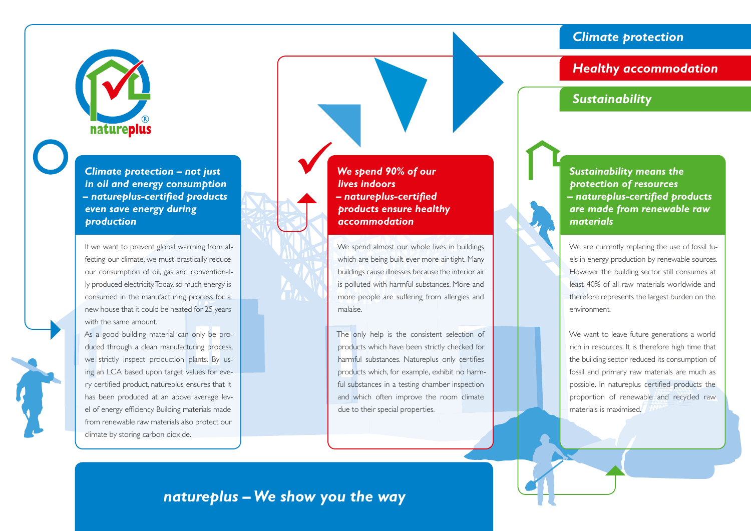natureplus®

## Climate protection

## Healthy accommodation

## Sustainability

### *Climate protection – not just in oil and energy consumption – natureplus-certified products even save energy during production*

If we want to prevent global warming from affecting our climate, we must drastically reduce our consumption of oil, gas and conventionally produced electricity. Today, so much energy is consumed in the manufacturing process for a new house that it could be heated for 25 years with the same amount.

As a good building material can only be produced through a clean manufacturing process, we strictly inspect production plants. By using an LCA based upon target values for every certified product, natureplus ensures that it has been produced at an above average level of energy efficiency. Building materials made from renewable raw materials also protect our climate by storing carbon dioxide.

### *We spend 90% of our lives indoors – natureplus-certified products ensure healthy accommodation*

We spend almost our whole lives in buildings which are being built ever more air-tight. Many buildings cause illnesses because the interior air is polluted with harmful substances. More and more people are suffering from allergies and malaise.

The only help is the consistent selection of products which have been strictly checked for harmful substances. Natureplus only certifies products which, for example, exhibit no harmful substances in a testing chamber inspection and which often improve the room climate due to their special properties.

### *Sustainability means the protection of resources – natureplus-certified products are made from renewable raw materials*

We are currently replacing the use of fossil fuels in energy production by renewable sources. However the building sector still consumes at least 40% of all raw materials worldwide and therefore represents the largest burden on the environment.

We want to leave future generations a world rich in resources. It is therefore high time that the building sector reduced its consumption of fossil and primary raw materials are much as possible. In natureplus certified products the proportion of renewable and recycled raw materials is maximised.

## *natureplus – We show you the way*